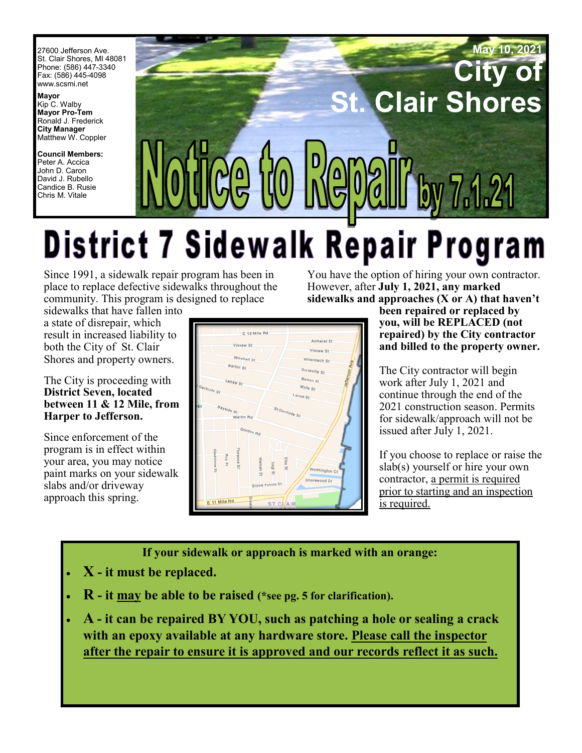27600 Jefferson Ave.
St. Clair Shores, MI 48081
Phone: (586) 447-3340
Fax: (586) 445-4098
www.scsmi.net

**Mayor**
Kip C. Walby
**Mayor Pro-Tem**
Ronald J. Frederick
**City Manager**
Matthew W. Coppler

**Council Members:**
Peter A. Accica
John D. Caron
David J. Rubello
Candice B. Rusie
Chris M. Vitale

**May 10, 2021**

# City of St. Clair Shores

# Notice to Repair by 7.1.21

# District 7 Sidewalk Repair Program

Since 1991, a sidewalk repair program has been in place to replace defective sidewalks throughout the community. This program is designed to replace sidewalks that have fallen into a state of disrepair, which result in increased liability to both the City of St. Clair Shores and property owners.

The City is proceeding with **District Seven, located between 11 & 12 Mile, from Harper to Jefferson.**

Since enforcement of the program is in effect within your area, you may notice paint marks on your sidewalk slabs and/or driveway approach this spring.

You have the option of hiring your own contractor. However, after **July 1, 2021, any marked sidewalks and approaches (X or A) that haven't been repaired or replaced by you, will be REPLACED (not repaired) by the City contractor and billed to the property owner.**

The City contractor will begin work after July 1, 2021 and continue through the end of the 2021 construction season. Permits for sidewalk/approach will not be issued after July 1, 2021.

If you choose to replace or raise the slab(s) yourself or hire your own contractor, <u>a permit is required prior to starting and an inspection is required.</u>

**If your sidewalk or approach is marked with an orange:**

- **X - it must be replaced.**
- **R - it <u>may</u> be able to be raised (\*see pg. 5 for clarification).**
- **A - it can be repaired BY YOU, such as patching a hole or sealing a crack with an epoxy available at any hardware store. <u>Please call the inspector after the repair to ensure it is approved and our records reflect it as such.</u>**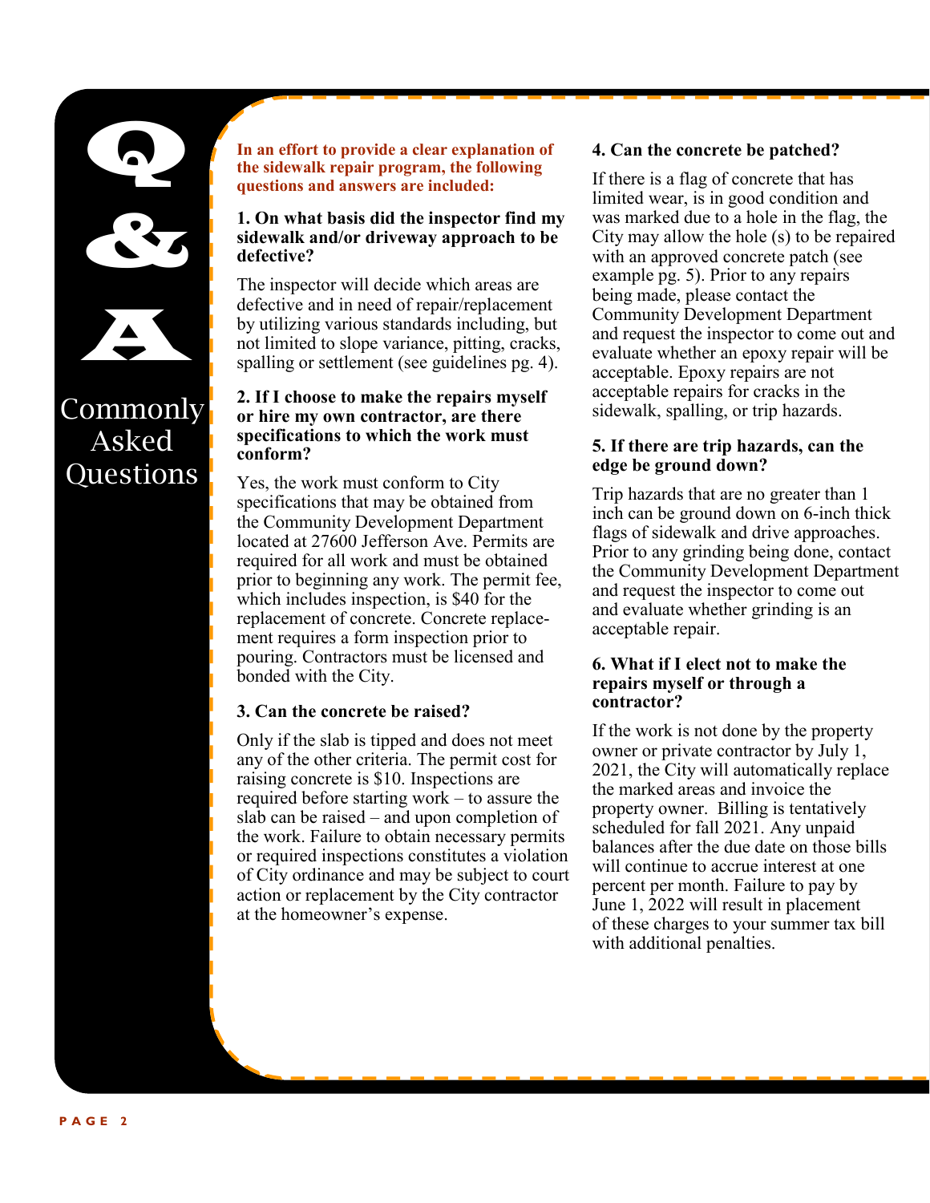# Q & A

## Commonly Asked Questions

**In an effort to provide a clear explanation of the sidewalk repair program, the following questions and answers are included:**

### 1. On what basis did the inspector find my sidewalk and/or driveway approach to be defective?

The inspector will decide which areas are defective and in need of repair/replacement by utilizing various standards including, but not limited to slope variance, pitting, cracks, spalling or settlement (see guidelines pg. 4).

### 2. If I choose to make the repairs myself or hire my own contractor, are there specifications to which the work must conform?

Yes, the work must conform to City specifications that may be obtained from the Community Development Department located at 27600 Jefferson Ave. Permits are required for all work and must be obtained prior to beginning any work. The permit fee, which includes inspection, is $40 for the replacement of concrete. Concrete replacement requires a form inspection prior to pouring. Contractors must be licensed and bonded with the City.

### 3. Can the concrete be raised?

Only if the slab is tipped and does not meet any of the other criteria. The permit cost for raising concrete is $10. Inspections are required before starting work – to assure the slab can be raised – and upon completion of the work. Failure to obtain necessary permits or required inspections constitutes a violation of City ordinance and may be subject to court action or replacement by the City contractor at the homeowner's expense.

### 4. Can the concrete be patched?

If there is a flag of concrete that has limited wear, is in good condition and was marked due to a hole in the flag, the City may allow the hole (s) to be repaired with an approved concrete patch (see example pg. 5). Prior to any repairs being made, please contact the Community Development Department and request the inspector to come out and evaluate whether an epoxy repair will be acceptable. Epoxy repairs are not acceptable repairs for cracks in the sidewalk, spalling, or trip hazards.

### 5. If there are trip hazards, can the edge be ground down?

Trip hazards that are no greater than 1 inch can be ground down on 6-inch thick flags of sidewalk and drive approaches. Prior to any grinding being done, contact the Community Development Department and request the inspector to come out and evaluate whether grinding is an acceptable repair.

### 6. What if I elect not to make the repairs myself or through a contractor?

If the work is not done by the property owner or private contractor by July 1, 2021, the City will automatically replace the marked areas and invoice the property owner. Billing is tentatively scheduled for fall 2021. Any unpaid balances after the due date on those bills will continue to accrue interest at one percent per month. Failure to pay by June 1, 2022 will result in placement of these charges to your summer tax bill with additional penalties.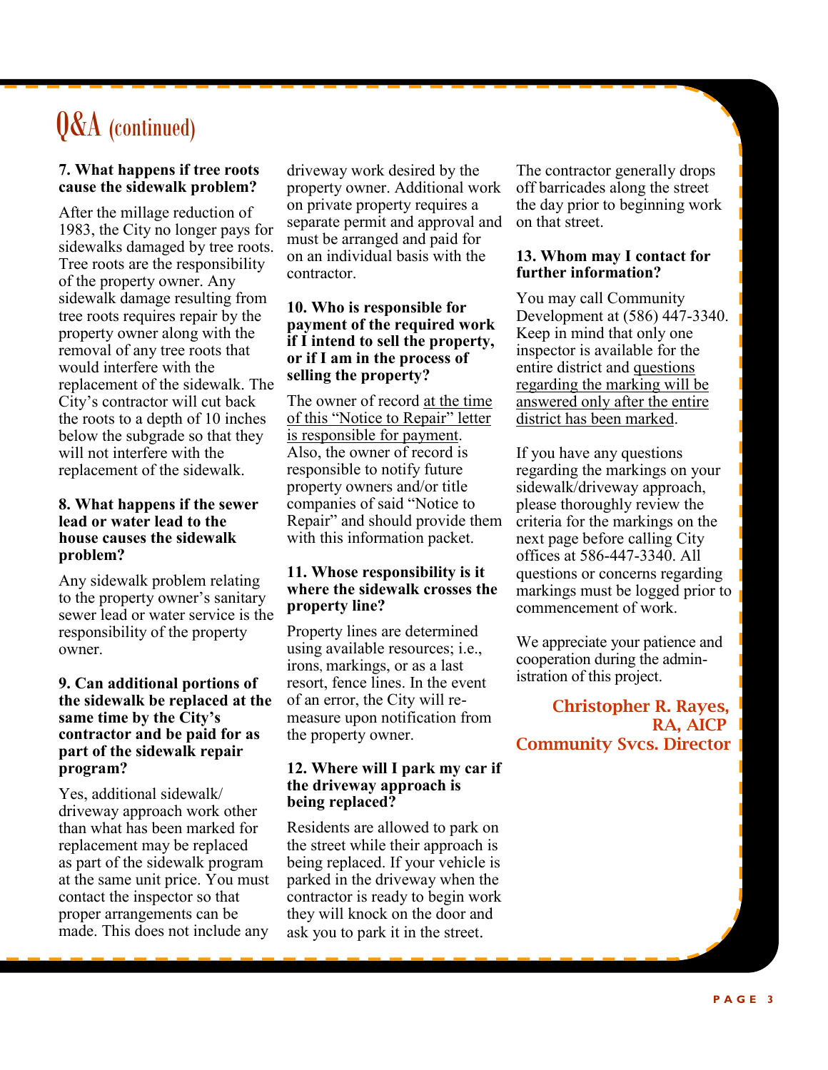# Q&A (continued)

**7. What happens if tree roots cause the sidewalk problem?**

After the millage reduction of 1983, the City no longer pays for sidewalks damaged by tree roots. Tree roots are the responsibility of the property owner. Any sidewalk damage resulting from tree roots requires repair by the property owner along with the removal of any tree roots that would interfere with the replacement of the sidewalk. The City's contractor will cut back the roots to a depth of 10 inches below the subgrade so that they will not interfere with the replacement of the sidewalk.

**8. What happens if the sewer lead or water lead to the house causes the sidewalk problem?**

Any sidewalk problem relating to the property owner's sanitary sewer lead or water service is the responsibility of the property owner.

**9. Can additional portions of the sidewalk be replaced at the same time by the City's contractor and be paid for as part of the sidewalk repair program?**

Yes, additional sidewalk/ driveway approach work other than what has been marked for replacement may be replaced as part of the sidewalk program at the same unit price. You must contact the inspector so that proper arrangements can be made. This does not include any driveway work desired by the property owner. Additional work on private property requires a separate permit and approval and must be arranged and paid for on an individual basis with the contractor.

**10. Who is responsible for payment of the required work if I intend to sell the property, or if I am in the process of selling the property?**

The owner of record <u>at the time of this "Notice to Repair" letter is responsible for payment</u>. Also, the owner of record is responsible to notify future property owners and/or title companies of said "Notice to Repair" and should provide them with this information packet.

**11. Whose responsibility is it where the sidewalk crosses the property line?**

Property lines are determined using available resources; i.e., irons, markings, or as a last resort, fence lines. In the event of an error, the City will re-measure upon notification from the property owner.

**12. Where will I park my car if the driveway approach is being replaced?**

Residents are allowed to park on the street while their approach is being replaced. If your vehicle is parked in the driveway when the contractor is ready to begin work they will knock on the door and ask you to park it in the street.

The contractor generally drops off barricades along the street the day prior to beginning work on that street.

**13. Whom may I contact for further information?**

You may call Community Development at (586) 447-3340. Keep in mind that only one inspector is available for the entire district and <u>questions regarding the marking will be answered only after the entire district has been marked</u>.

If you have any questions regarding the markings on your sidewalk/driveway approach, please thoroughly review the criteria for the markings on the next page before calling City offices at 586-447-3340. All questions or concerns regarding markings must be logged prior to commencement of work.

We appreciate your patience and cooperation during the administration of this project.

**Christopher R. Rayes, RA, AICP**
**Community Svcs. Director**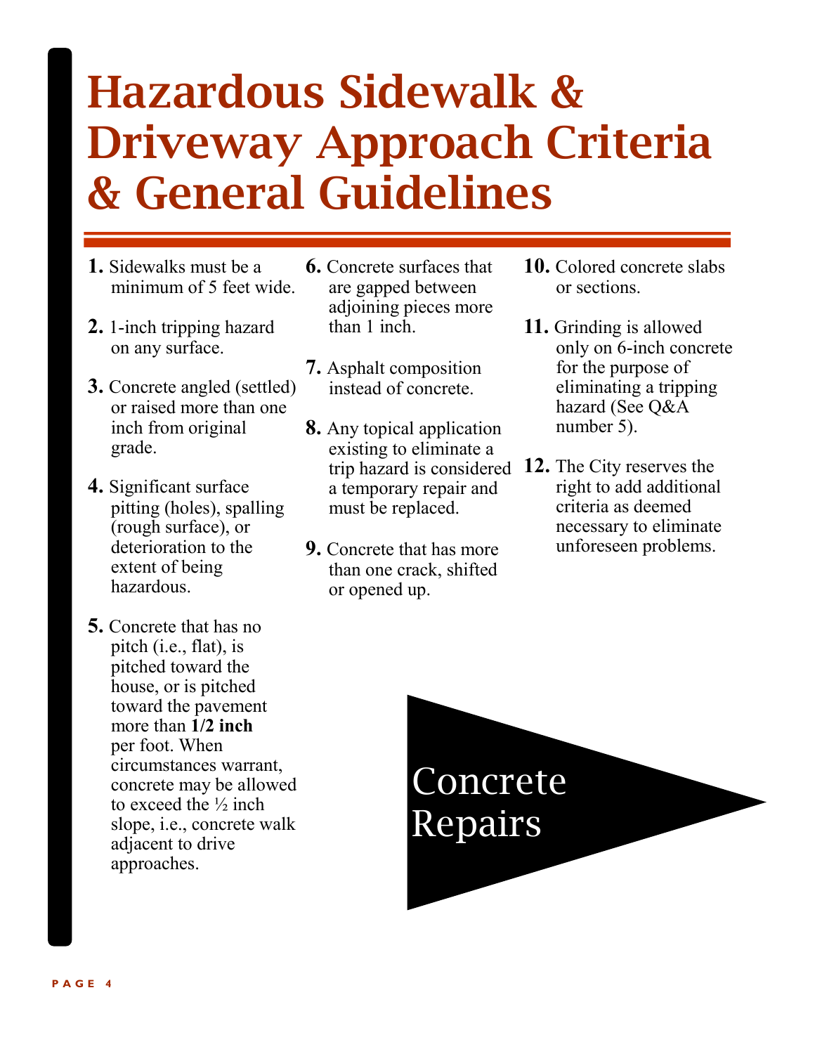# Hazardous Sidewalk & Driveway Approach Criteria & General Guidelines

1. Sidewalks must be a minimum of 5 feet wide.
2. 1-inch tripping hazard on any surface.
3. Concrete angled (settled) or raised more than one inch from original grade.
4. Significant surface pitting (holes), spalling (rough surface), or deterioration to the extent of being hazardous.
5. Concrete that has no pitch (i.e., flat), is pitched toward the house, or is pitched toward the pavement more than **1/2 inch** per foot. When circumstances warrant, concrete may be allowed to exceed the ½ inch slope, i.e., concrete walk adjacent to drive approaches.
6. Concrete surfaces that are gapped between adjoining pieces more than 1 inch.
7. Asphalt composition instead of concrete.
8. Any topical application existing to eliminate a trip hazard is considered a temporary repair and must be replaced.
9. Concrete that has more than one crack, shifted or opened up.
10. Colored concrete slabs or sections.
11. Grinding is allowed only on 6-inch concrete for the purpose of eliminating a tripping hazard (See Q&A number 5).
12. The City reserves the right to add additional criteria as deemed necessary to eliminate unforeseen problems.

Concrete Repairs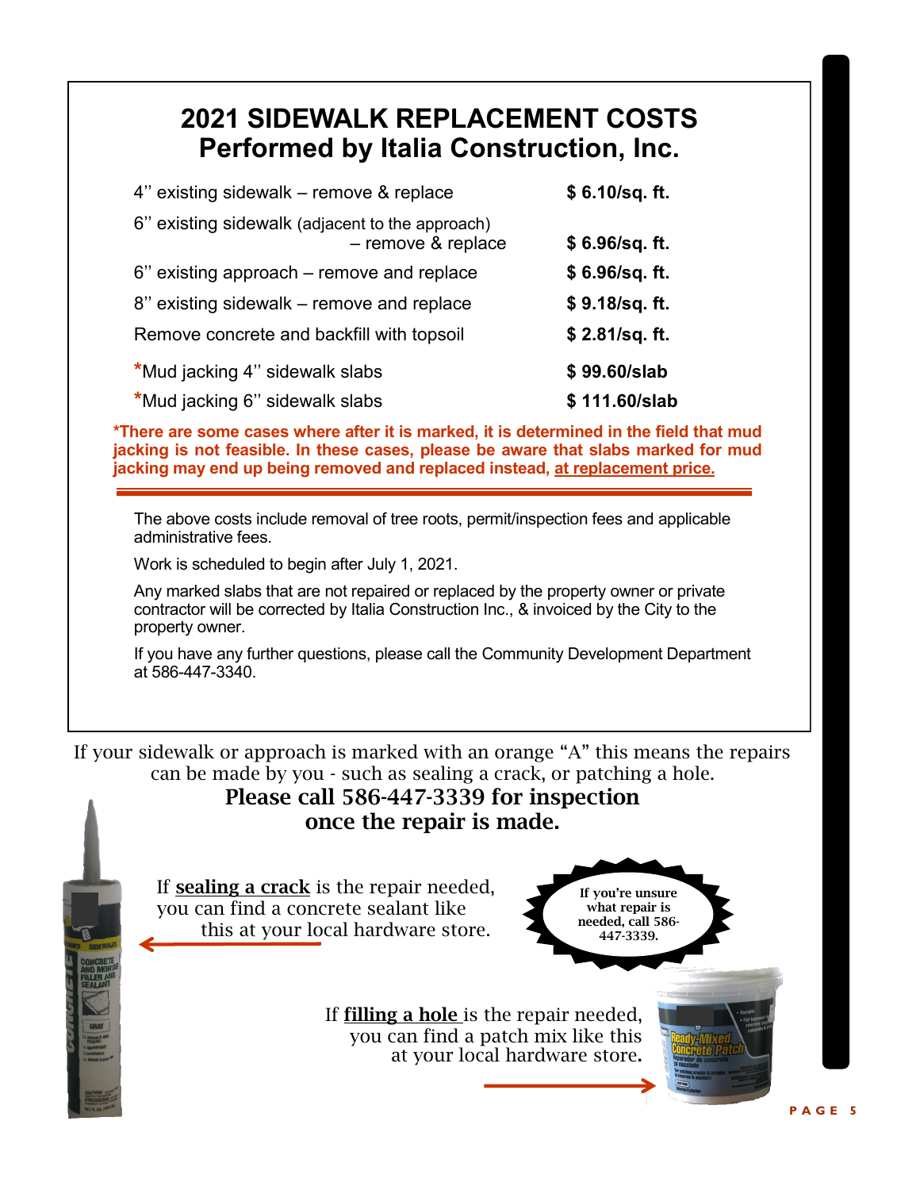# 2021 SIDEWALK REPLACEMENT COSTS
## Performed by Italia Construction, Inc.

| | |
|---|---|
| 4'' existing sidewalk – remove & replace | **$ 6.10/sq. ft.** |
| 6'' existing sidewalk (adjacent to the approach) – remove & replace | **$ 6.96/sq. ft.** |
| 6'' existing approach – remove and replace | **$ 6.96/sq. ft.** |
| 8'' existing sidewalk – remove and replace | **$ 9.18/sq. ft.** |
| Remove concrete and backfill with topsoil | **$ 2.81/sq. ft.** |
| *Mud jacking 4'' sidewalk slabs | **$ 99.60/slab** |
| *Mud jacking 6'' sidewalk slabs | **$ 111.60/slab** |

***There are some cases where after it is marked, it is determined in the field that mud jacking is not feasible. In these cases, please be aware that slabs marked for mud jacking may end up being removed and replaced instead, at replacement price.**

The above costs include removal of tree roots, permit/inspection fees and applicable administrative fees.

Work is scheduled to begin after July 1, 2021.

Any marked slabs that are not repaired or replaced by the property owner or private contractor will be corrected by Italia Construction Inc., & invoiced by the City to the property owner.

If you have any further questions, please call the Community Development Department at 586-447-3340.

If your sidewalk or approach is marked with an orange "A" this means the repairs can be made by you - such as sealing a crack, or patching a hole.

**Please call 586-447-3339 for inspection once the repair is made.**

If **sealing a crack** is the repair needed, you can find a concrete sealant like this at your local hardware store.

**If you're unsure what repair is needed, call 586-447-3339.**

If **filling a hole** is the repair needed, you can find a patch mix like this at your local hardware store.